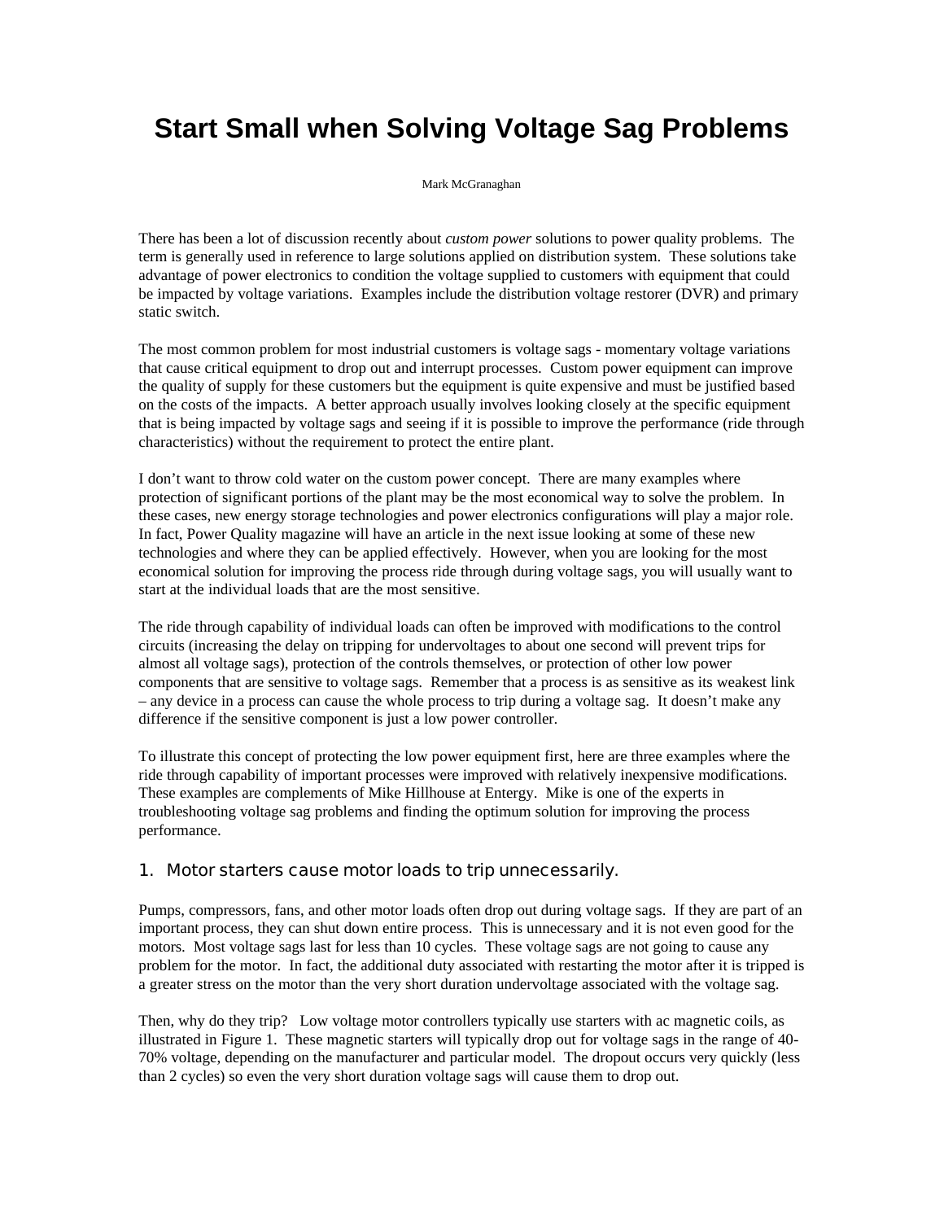# Start Small when Solving Voltage Sag Problems

Mark McGranaghan

There has been a lot of discussion recently about *custom power* solutions to power quality problems. The term is generally used in reference to large solutions applied on distribution system. These solutions take advantage of power electronics to condition the voltage supplied to customers with equipment that could be impacted by voltage variations. Examples include the distribution voltage restorer (DVR) and primary static switch.

The most common problem for most industrial customers is voltage sags - momentary voltage variations that cause critical equipment to drop out and interrupt processes. Custom power equipment can improve the quality of supply for these customers but the equipment is quite expensive and must be justified based on the costs of the impacts. A better approach usually involves looking closely at the specific equipment that is being impacted by voltage sags and seeing if it is possible to improve the performance (ride through characteristics) without the requirement to protect the entire plant.

I don't want to throw cold water on the custom power concept. There are many examples where protection of significant portions of the plant may be the most economical way to solve the problem. In these cases, new energy storage technologies and power electronics configurations will play a major role. In fact, Power Quality magazine will have an article in the next issue looking at some of these new technologies and where they can be applied effectively. However, when you are looking for the most economical solution for improving the process ride through during voltage sags, you will usually want to start at the individual loads that are the most sensitive.

The ride through capability of individual loads can often be improved with modifications to the control circuits (increasing the delay on tripping for undervoltages to about one second will prevent trips for almost all voltage sags), protection of the controls themselves, or protection of other low power components that are sensitive to voltage sags. Remember that a process is as sensitive as its weakest link – any device in a process can cause the whole process to trip during a voltage sag. It doesn't make any difference if the sensitive component is just a low power controller.

To illustrate this concept of protecting the low power equipment first, here are three examples where the ride through capability of important processes were improved with relatively inexpensive modifications. These examples are complements of Mike Hillhouse at Entergy. Mike is one of the experts in troubleshooting voltage sag problems and finding the optimum solution for improving the process performance.

## 1. Motor starters cause motor loads to trip unnecessarily.

Pumps, compressors, fans, and other motor loads often drop out during voltage sags. If they are part of an important process, they can shut down entire process. This is unnecessary and it is not even good for the motors. Most voltage sags last for less than 10 cycles. These voltage sags are not going to cause any problem for the motor. In fact, the additional duty associated with restarting the motor after it is tripped is a greater stress on the motor than the very short duration undervoltage associated with the voltage sag.

Then, why do they trip? Low voltage motor controllers typically use starters with ac magnetic coils, as illustrated in Figure 1. These magnetic starters will typically drop out for voltage sags in the range of 40-70% voltage, depending on the manufacturer and particular model. The dropout occurs very quickly (less than 2 cycles) so even the very short duration voltage sags will cause them to drop out.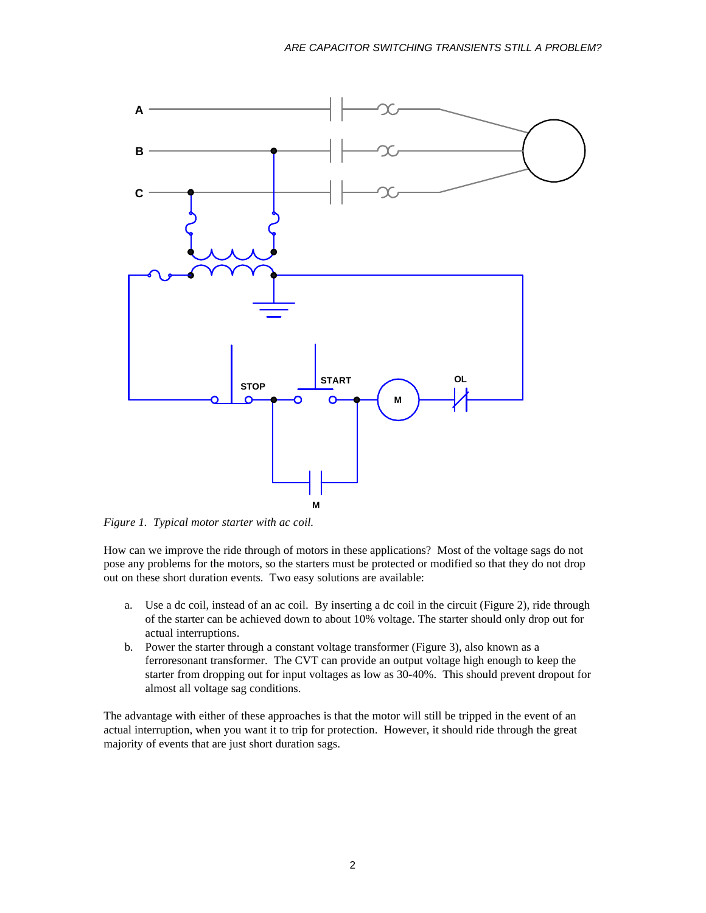*Figure 1. Typical motor starter with ac coil.*

How can we improve the ride through of motors in these applications? Most of the voltage sags do not pose any problems for the motors, so the starters must be protected or modified so that they do not drop out on these short duration events. Two easy solutions are available:

a. Use a dc coil, instead of an ac coil. By inserting a dc coil in the circuit (Figure 2), ride through of the starter can be achieved down to about 10% voltage. The starter should only drop out for actual interruptions.
b. Power the starter through a constant voltage transformer (Figure 3), also known as a ferroresonant transformer. The CVT can provide an output voltage high enough to keep the starter from dropping out for input voltages as low as 30-40%. This should prevent dropout for almost all voltage sag conditions.

The advantage with either of these approaches is that the motor will still be tripped in the event of an actual interruption, when you want it to trip for protection. However, it should ride through the great majority of events that are just short duration sags.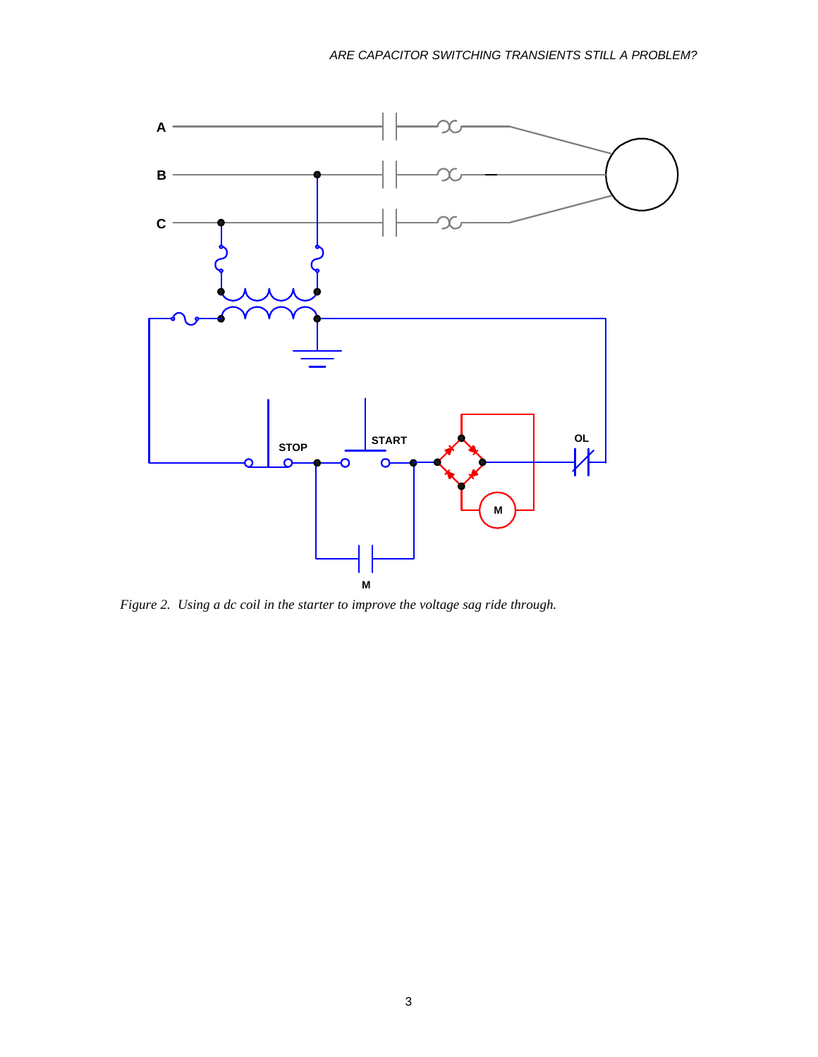A

B

C

STOP

START

M

OL

M

*Figure 2. Using a dc coil in the starter to improve the voltage sag ride through.*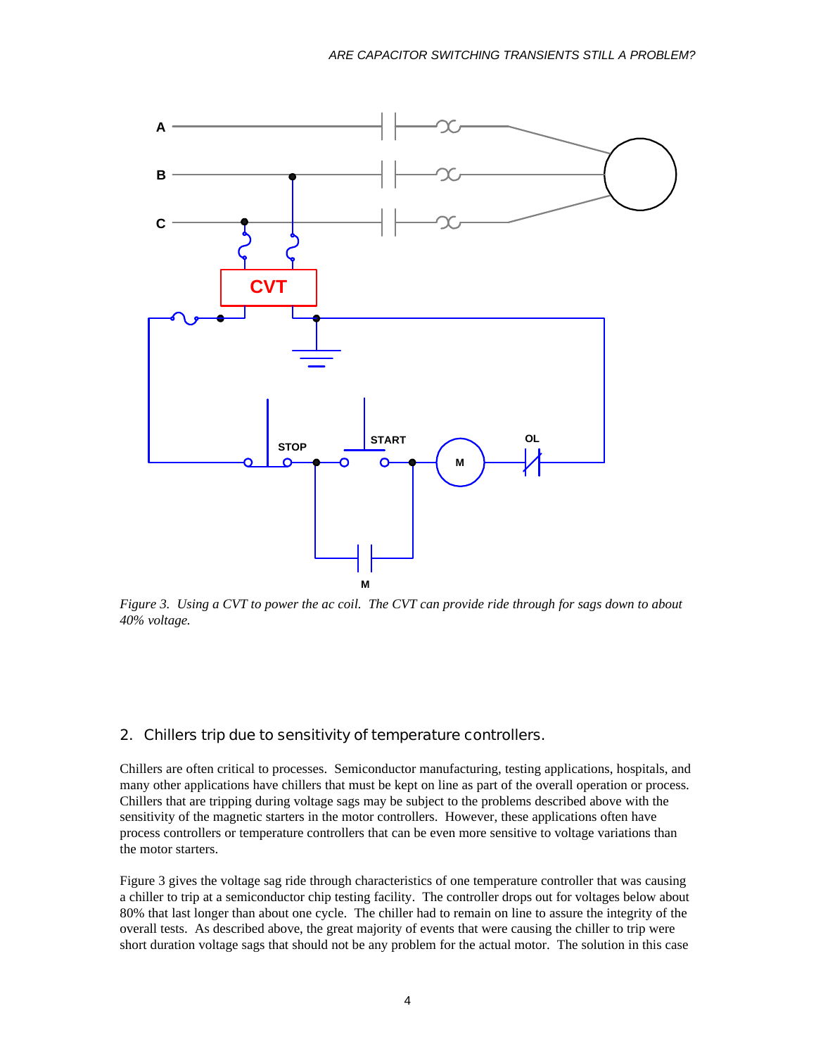*Figure 3. Using a CVT to power the ac coil. The CVT can provide ride through for sags down to about 40% voltage.*

## 2. Chillers trip due to sensitivity of temperature controllers.

Chillers are often critical to processes. Semiconductor manufacturing, testing applications, hospitals, and many other applications have chillers that must be kept on line as part of the overall operation or process. Chillers that are tripping during voltage sags may be subject to the problems described above with the sensitivity of the magnetic starters in the motor controllers. However, these applications often have process controllers or temperature controllers that can be even more sensitive to voltage variations than the motor starters.

Figure 3 gives the voltage sag ride through characteristics of one temperature controller that was causing a chiller to trip at a semiconductor chip testing facility. The controller drops out for voltages below about 80% that last longer than about one cycle. The chiller had to remain on line to assure the integrity of the overall tests. As described above, the great majority of events that were causing the chiller to trip were short duration voltage sags that should not be any problem for the actual motor. The solution in this case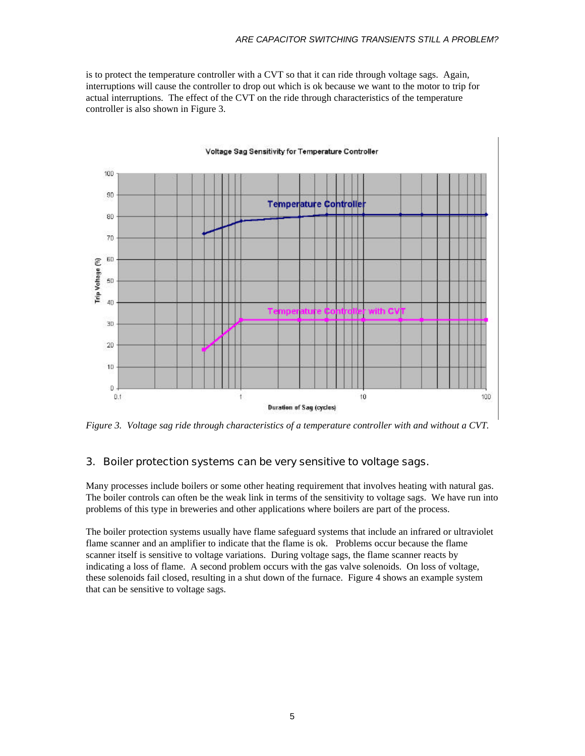is to protect the temperature controller with a CVT so that it can ride through voltage sags. Again, interruptions will cause the controller to drop out which is ok because we want to the motor to trip for actual interruptions. The effect of the CVT on the ride through characteristics of the temperature controller is also shown in Figure 3.

*Figure 3. Voltage sag ride through characteristics of a temperature controller with and without a CVT.*

## 3. Boiler protection systems can be very sensitive to voltage sags.

Many processes include boilers or some other heating requirement that involves heating with natural gas. The boiler controls can often be the weak link in terms of the sensitivity to voltage sags. We have run into problems of this type in breweries and other applications where boilers are part of the process.

The boiler protection systems usually have flame safeguard systems that include an infrared or ultraviolet flame scanner and an amplifier to indicate that the flame is ok. Problems occur because the flame scanner itself is sensitive to voltage variations. During voltage sags, the flame scanner reacts by indicating a loss of flame. A second problem occurs with the gas valve solenoids. On loss of voltage, these solenoids fail closed, resulting in a shut down of the furnace. Figure 4 shows an example system that can be sensitive to voltage sags.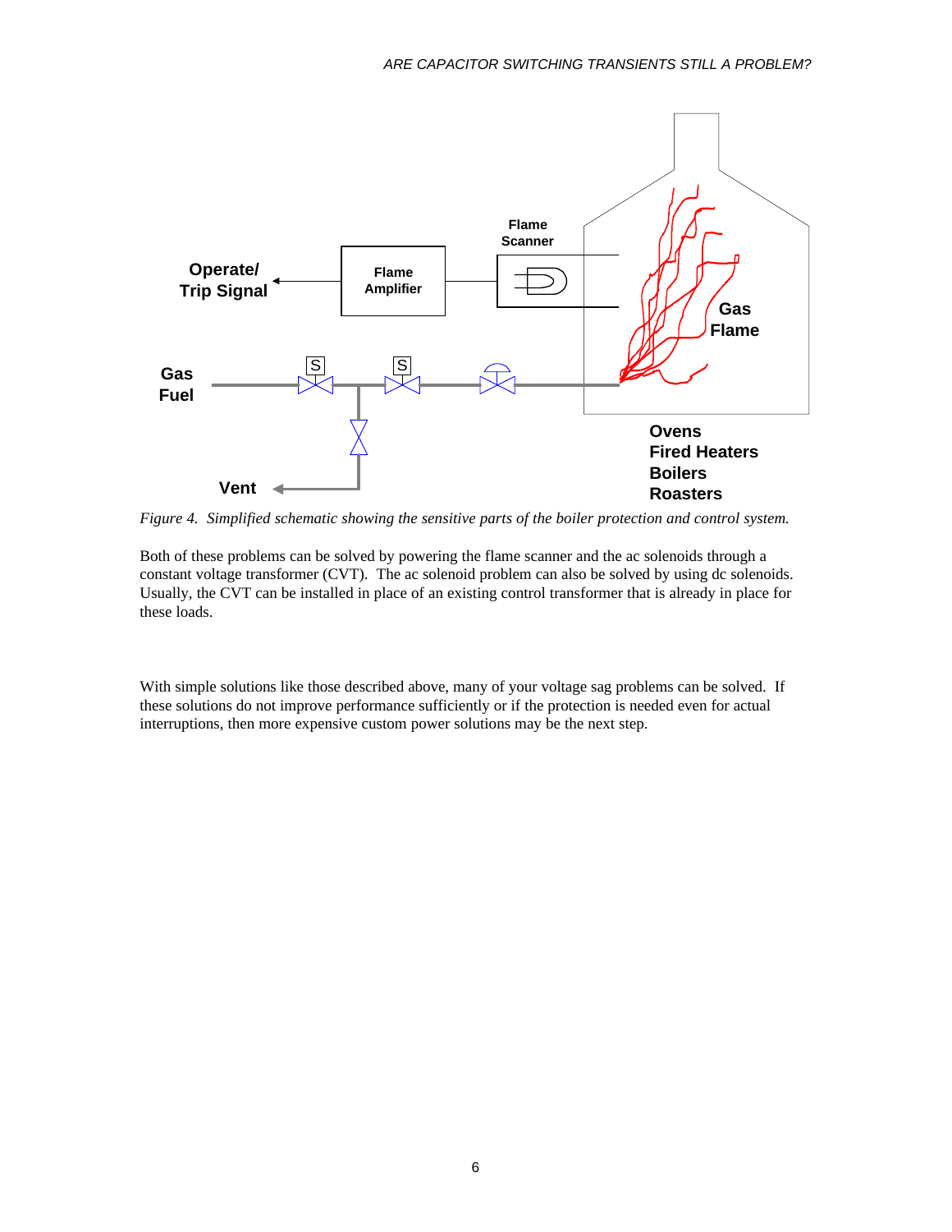Operate/
Trip Signal

Flame
Amplifier

Flame
Scanner

Gas
Flame

Gas
Fuel

S

S

Vent

Ovens
Fired Heaters
Boilers
Roasters

*Figure 4. Simplified schematic showing the sensitive parts of the boiler protection and control system.*

Both of these problems can be solved by powering the flame scanner and the ac solenoids through a constant voltage transformer (CVT). The ac solenoid problem can also be solved by using dc solenoids. Usually, the CVT can be installed in place of an existing control transformer that is already in place for these loads.

With simple solutions like those described above, many of your voltage sag problems can be solved. If these solutions do not improve performance sufficiently or if the protection is needed even for actual interruptions, then more expensive custom power solutions may be the next step.